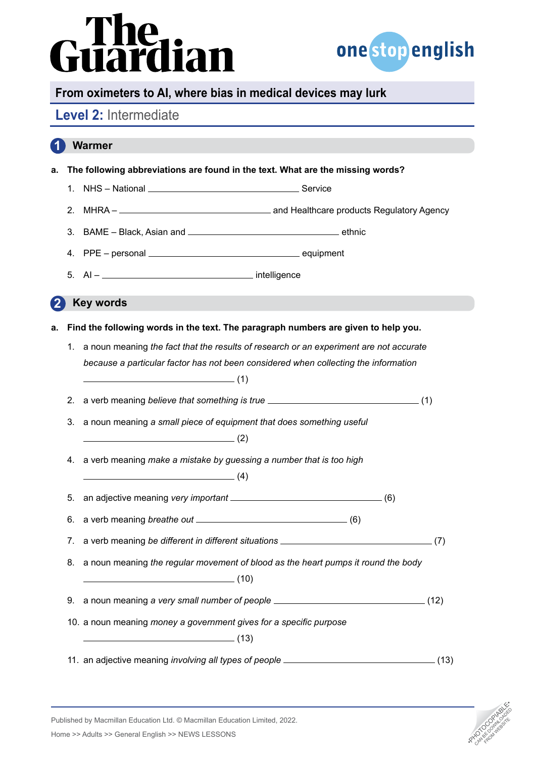# From oximeters to AI, where bias in medical devices may lurk

## Level 2: Intermediate

## 1 Warmer

**a. The following abbreviations are found in the text. What are the missing words?**

1. NHS – National ______________________________ Service
2. MHRA – ______________________________ and Healthcare products Regulatory Agency
3. BAME – Black, Asian and ______________________________ ethnic
4. PPE – personal ______________________________ equipment
5. AI – ______________________________ intelligence

## 2 Key words

**a. Find the following words in the text. The paragraph numbers are given to help you.**

1. a noun meaning *the fact that the results of research or an experiment are not accurate because a particular factor has not been considered when collecting the information* ______________________________ (1)
2. a verb meaning *believe that something is true* ______________________________ (1)
3. a noun meaning *a small piece of equipment that does something useful* ______________________________ (2)
4. a verb meaning *make a mistake by guessing a number that is too high* ______________________________ (4)
5. an adjective meaning *very important* ______________________________ (6)
6. a verb meaning *breathe out* ______________________________ (6)
7. a verb meaning *be different in different situations* ______________________________ (7)
8. a noun meaning *the regular movement of blood as the heart pumps it round the body* ______________________________ (10)
9. a noun meaning *a very small number of people* ______________________________ (12)
10. a noun meaning *money a government gives for a specific purpose* ______________________________ (13)
11. an adjective meaning *involving all types of people* ______________________________ (13)

Published by Macmillan Education Ltd. © Macmillan Education Limited, 2022.

Home >> Adults >> General English >> NEWS LESSONS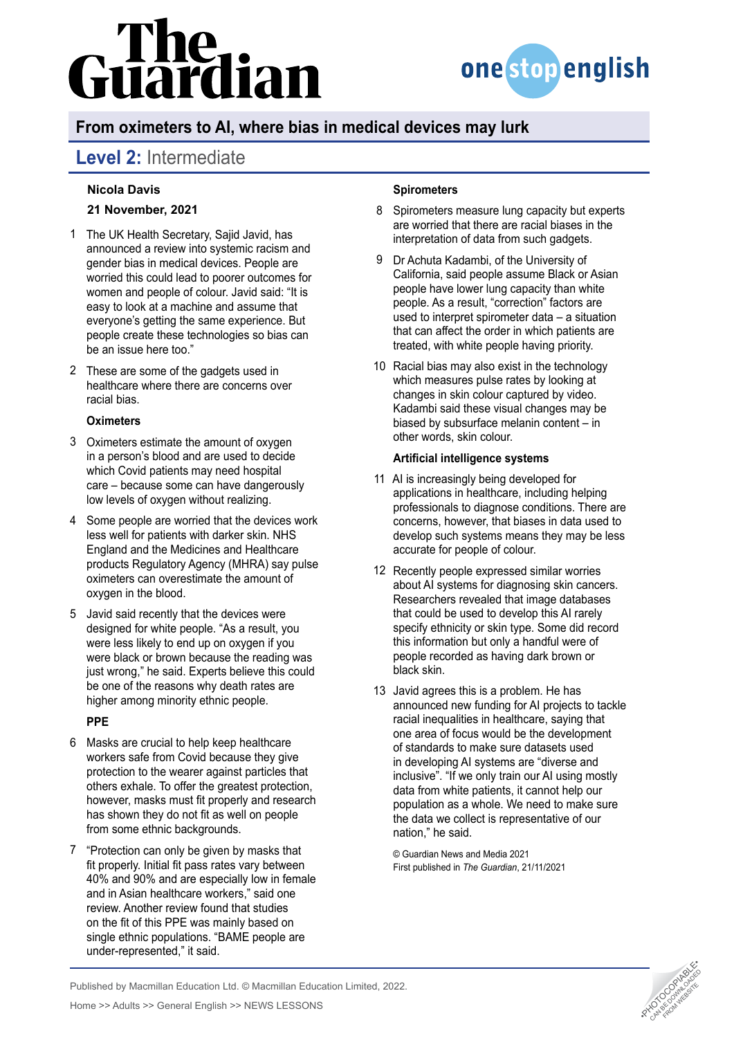# From oximeters to AI, where bias in medical devices may lurk

## Level 2: Intermediate

**Nicola Davis**

**21 November, 2021**

1. The UK Health Secretary, Sajid Javid, has announced a review into systemic racism and gender bias in medical devices. People are worried this could lead to poorer outcomes for women and people of colour. Javid said: "It is easy to look at a machine and assume that everyone's getting the same experience. But people create these technologies so bias can be an issue here too."

2. These are some of the gadgets used in healthcare where there are concerns over racial bias.

### Oximeters

3. Oximeters estimate the amount of oxygen in a person's blood and are used to decide which Covid patients may need hospital care – because some can have dangerously low levels of oxygen without realizing.

4. Some people are worried that the devices work less well for patients with darker skin. NHS England and the Medicines and Healthcare products Regulatory Agency (MHRA) say pulse oximeters can overestimate the amount of oxygen in the blood.

5. Javid said recently that the devices were designed for white people. "As a result, you were less likely to end up on oxygen if you were black or brown because the reading was just wrong," he said. Experts believe this could be one of the reasons why death rates are higher among minority ethnic people.

### PPE

6. Masks are crucial to help keep healthcare workers safe from Covid because they give protection to the wearer against particles that others exhale. To offer the greatest protection, however, masks must fit properly and research has shown they do not fit as well on people from some ethnic backgrounds.

7. "Protection can only be given by masks that fit properly. Initial fit pass rates vary between 40% and 90% and are especially low in female and in Asian healthcare workers," said one review. Another review found that studies on the fit of this PPE was mainly based on single ethnic populations. "BAME people are under-represented," it said.

### Spirometers

8. Spirometers measure lung capacity but experts are worried that there are racial biases in the interpretation of data from such gadgets.

9. Dr Achuta Kadambi, of the University of California, said people assume Black or Asian people have lower lung capacity than white people. As a result, "correction" factors are used to interpret spirometer data – a situation that can affect the order in which patients are treated, with white people having priority.

10. Racial bias may also exist in the technology which measures pulse rates by looking at changes in skin colour captured by video. Kadambi said these visual changes may be biased by subsurface melanin content – in other words, skin colour.

### Artificial intelligence systems

11. AI is increasingly being developed for applications in healthcare, including helping professionals to diagnose conditions. There are concerns, however, that biases in data used to develop such systems means they may be less accurate for people of colour.

12. Recently people expressed similar worries about AI systems for diagnosing skin cancers. Researchers revealed that image databases that could be used to develop this AI rarely specify ethnicity or skin type. Some did record this information but only a handful were of people recorded as having dark brown or black skin.

13. Javid agrees this is a problem. He has announced new funding for AI projects to tackle racial inequalities in healthcare, saying that one area of focus would be the development of standards to make sure datasets used in developing AI systems are "diverse and inclusive". "If we only train our AI using mostly data from white patients, it cannot help our population as a whole. We need to make sure the data we collect is representative of our nation," he said.

© Guardian News and Media 2021
First published in *The Guardian*, 21/11/2021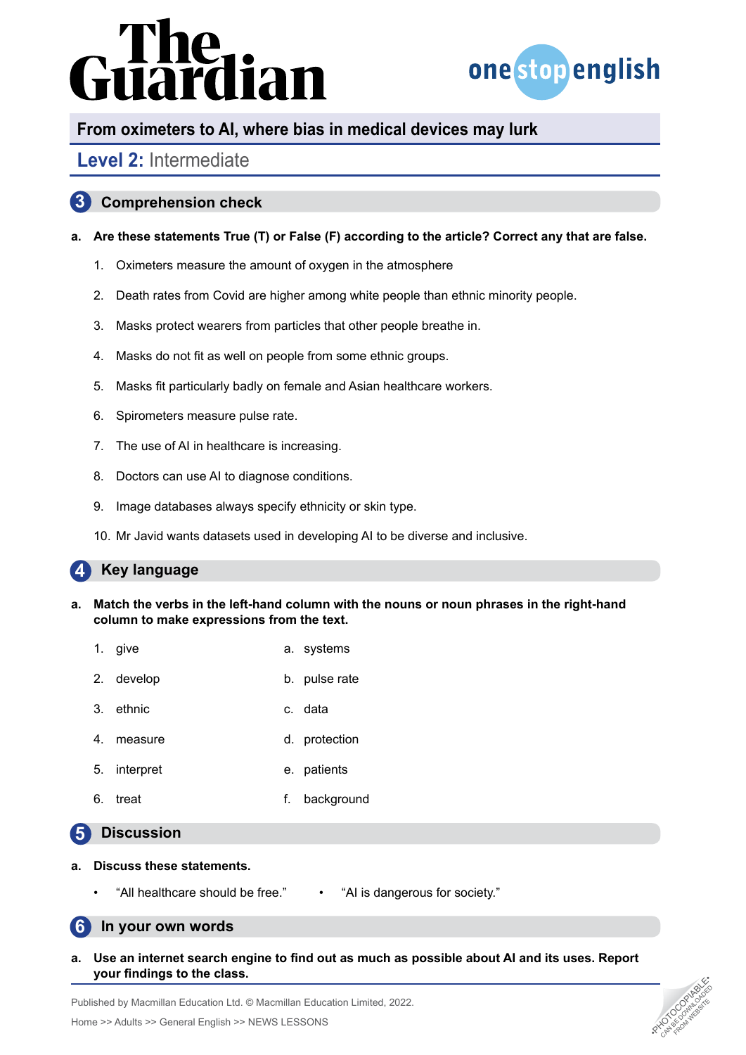# From oximeters to AI, where bias in medical devices may lurk

## Level 2: Intermediate

## 3 Comprehension check

**a. Are these statements True (T) or False (F) according to the article? Correct any that are false.**

1. Oximeters measure the amount of oxygen in the atmosphere
2. Death rates from Covid are higher among white people than ethnic minority people.
3. Masks protect wearers from particles that other people breathe in.
4. Masks do not fit as well on people from some ethnic groups.
5. Masks fit particularly badly on female and Asian healthcare workers.
6. Spirometers measure pulse rate.
7. The use of AI in healthcare is increasing.
8. Doctors can use AI to diagnose conditions.
9. Image databases always specify ethnicity or skin type.
10. Mr Javid wants datasets used in developing AI to be diverse and inclusive.

## 4 Key language

**a. Match the verbs in the left-hand column with the nouns or noun phrases in the right-hand column to make expressions from the text.**

| | |
|---|---|
| 1. give | a. systems |
| 2. develop | b. pulse rate |
| 3. ethnic | c. data |
| 4. measure | d. protection |
| 5. interpret | e. patients |
| 6. treat | f. background |

## 5 Discussion

**a. Discuss these statements.**

- "All healthcare should be free."
- "AI is dangerous for society."

## 6 In your own words

**a. Use an internet search engine to find out as much as possible about AI and its uses. Report your findings to the class.**

Published by Macmillan Education Ltd. © Macmillan Education Limited, 2022.

Home >> Adults >> General English >> NEWS LESSONS